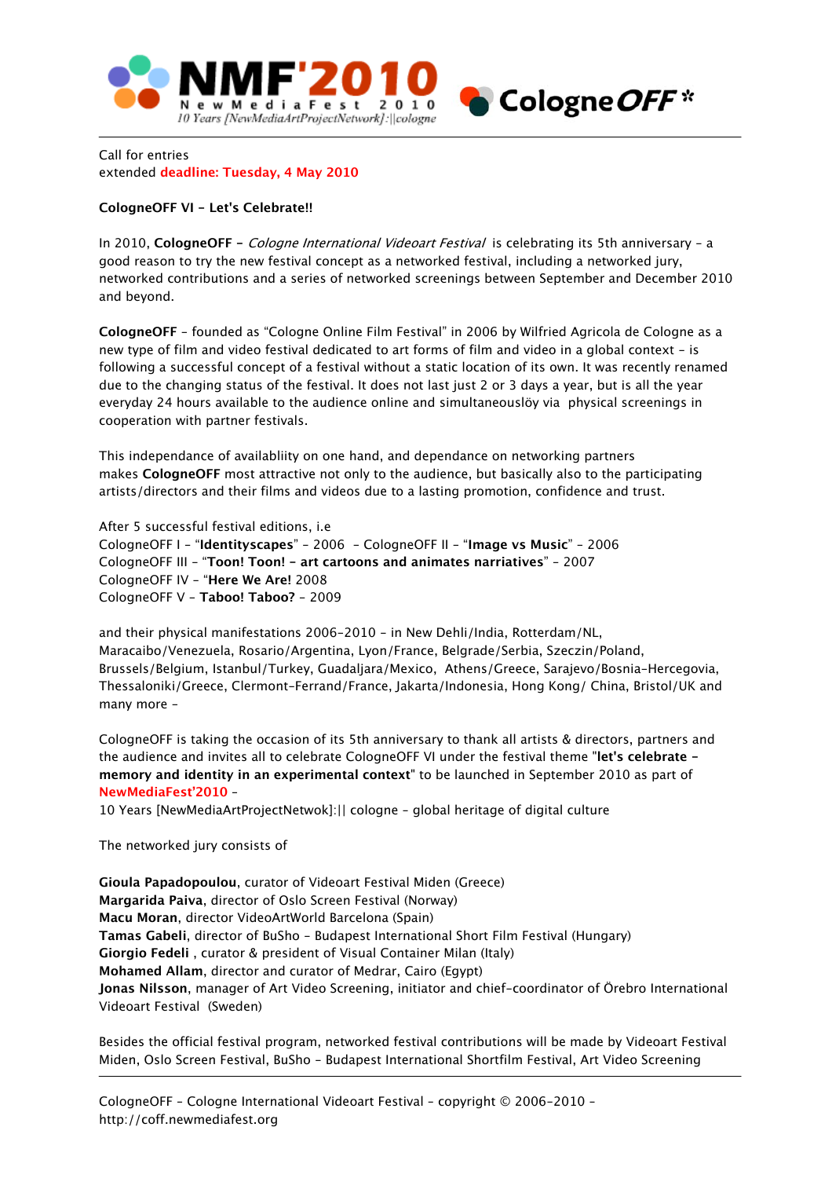Call for entries
extended **deadline: Tuesday, 4 May 2010**

**CologneOFF VI – Let's Celebrate!!**

In 2010, **CologneOFF** – *Cologne International Videoart Festival* is celebrating its 5th anniversary – a good reason to try the new festival concept as a networked festival, including a networked jury, networked contributions and a series of networked screenings between September and December 2010 and beyond.

**CologneOFF** – founded as "Cologne Online Film Festival" in 2006 by Wilfried Agricola de Cologne as a new type of film and video festival dedicated to art forms of film and video in a global context – is following a successful concept of a festival without a static location of its own. It was recently renamed due to the changing status of the festival. It does not last just 2 or 3 days a year, but is all the year everyday 24 hours available to the audience online and simultaneouslöy via physical screenings in cooperation with partner festivals.

This independance of availabliity on one hand, and dependance on networking partners makes **CologneOFF** most attractive not only to the audience, but basically also to the participating artists/directors and their films and videos due to a lasting promotion, confidence and trust.

After 5 successful festival editions, i.e
CologneOFF I – "**Identityscapes**" – 2006 – CologneOFF II – "**Image vs Music**" – 2006
CologneOFF III – "**Toon! Toon! – art cartoons and animates narratives**" – 2007
CologneOFF IV – "**Here We Are!** 2008
CologneOFF V – **Taboo! Taboo?** – 2009

and their physical manifestations 2006-2010 – in New Dehli/India, Rotterdam/NL, Maracaibo/Venezuela, Rosario/Argentina, Lyon/France, Belgrade/Serbia, Szeczin/Poland, Brussels/Belgium, Istanbul/Turkey, Guadaljara/Mexico, Athens/Greece, Sarajevo/Bosnia-Hercegovia, Thessaloniki/Greece, Clermont-Ferrand/France, Jakarta/Indonesia, Hong Kong/ China, Bristol/UK and many more –

CologneOFF is taking the occasion of its 5th anniversary to thank all artists & directors, partners and the audience and invites all to celebrate CologneOFF VI under the festival theme "**let's celebrate – memory and identity in an experimental context**" to be launched in September 2010 as part of **NewMediaFest'2010** –
10 Years [NewMediaArtProjectNetwok]:|| cologne – global heritage of digital culture

The networked jury consists of

**Gioula Papadopoulou**, curator of Videoart Festival Miden (Greece)
**Margarida Paiva**, director of Oslo Screen Festival (Norway)
**Macu Moran**, director VideoArtWorld Barcelona (Spain)
**Tamas Gabeli**, director of BuSho – Budapest International Short Film Festival (Hungary)
**Giorgio Fedeli** , curator & president of Visual Container Milan (Italy)
**Mohamed Allam**, director and curator of Medrar, Cairo (Egypt)
**Jonas Nilsson**, manager of Art Video Screening, initiator and chief-coordinator of Örebro International Videoart Festival (Sweden)

Besides the official festival program, networked festival contributions will be made by Videoart Festival Miden, Oslo Screen Festival, BuSho – Budapest International Shortfilm Festival, Art Video Screening

CologneOFF – Cologne International Videoart Festival – copyright © 2006-2010 –
http://coff.newmediafest.org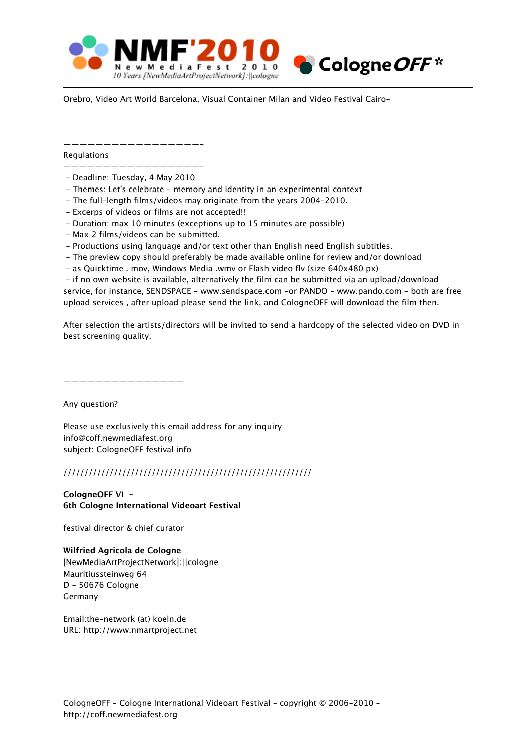Orebro, Video Art World Barcelona, Visual Container Milan and Video Festival Cairo–

——————————————————-

Regulations

——————————————————-

- Deadline: Tuesday, 4 May 2010
- Themes: Let's celebrate – memory and identity in an experimental context
- The full-length films/videos may originate from the years 2004-2010.
- Excerps of videos or films are not accepted!!
- Duration: max 10 minutes (exceptions up to 15 minutes are possible)
- Max 2 films/videos can be submitted.
- Productions using language and/or text other than English need English subtitles.
- The preview copy should preferably be made available online for review and/or download
- as Quicktime . mov, Windows Media .wmv or Flash video flv (size 640x480 px)
- if no own website is available, alternatively the film can be submitted via an upload/download service, for instance, SENDSPACE – www.sendspace.com –or PANDO – www.pando.com – both are free upload services , after upload please send the link, and CologneOFF will download the film then.

After selection the artists/directors will be invited to send a hardcopy of the selected video on DVD in best screening quality.

————————————————

Any question?

Please use exclusively this email address for any inquiry
info@coff.newmediafest.org
subject: CologneOFF festival info

////////////////////////////////////////////////////////

**CologneOFF VI –**
**6th Cologne International Videoart Festival**

festival director & chief curator

**Wilfried Agricola de Cologne**
[NewMediaArtProjectNetwork]:||cologne
Mauritiussteinweg 64
D – 50676 Cologne
Germany

Email:the-network (at) koeln.de
URL: http://www.nmartproject.net

CologneOFF – Cologne International Videoart Festival – copyright © 2006-2010 – http://coff.newmediafest.org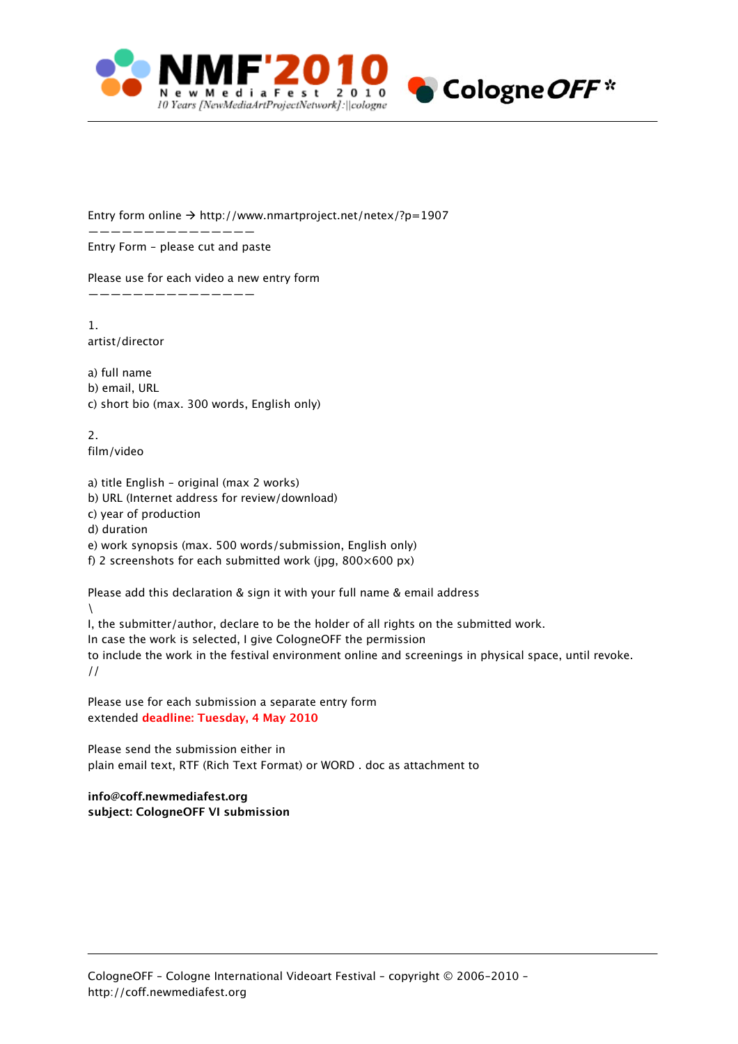Entry form online → http://www.nmartproject.net/netex/?p=1907

———————————————

Entry Form - please cut and paste

Please use for each video a new entry form

———————————————

1.
artist/director

a) full name
b) email, URL
c) short bio (max. 300 words, English only)

2.
film/video

a) title English - original (max 2 works)
b) URL (Internet address for review/download)
c) year of production
d) duration
e) work synopsis (max. 500 words/submission, English only)
f) 2 screenshots for each submitted work (jpg, 800×600 px)

Please add this declaration & sign it with your full name & email address

\
I, the submitter/author, declare to be the holder of all rights on the submitted work.
In case the work is selected, I give CologneOFF the permission
to include the work in the festival environment online and screenings in physical space, until revoke.
//

Please use for each submission a separate entry form
extended **deadline: Tuesday, 4 May 2010**

Please send the submission either in
plain email text, RTF (Rich Text Format) or WORD . doc as attachment to

**info@coff.newmediafest.org**
**subject: CologneOFF VI submission**